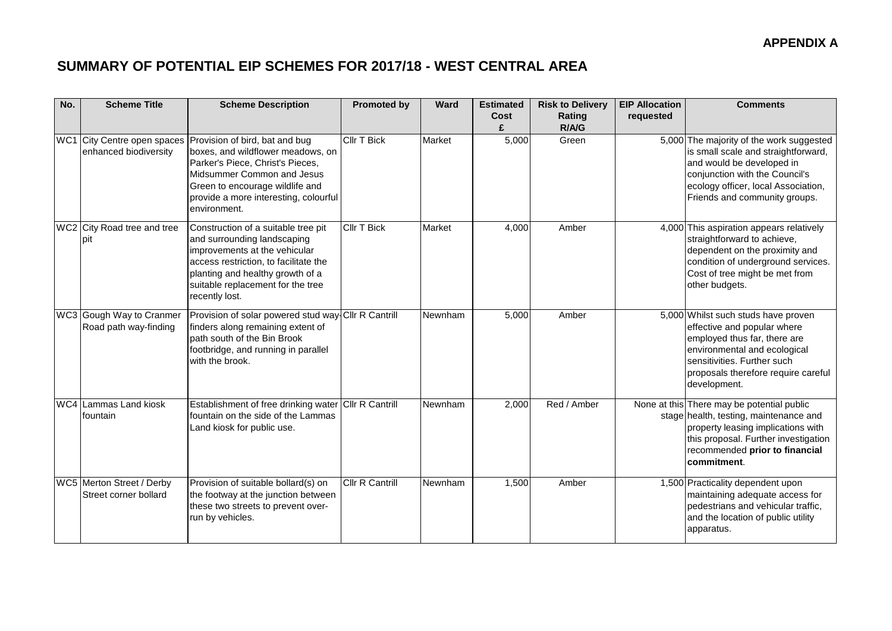**APPENDIX A**

# SUMMARY OF POTENTIAL EIP SCHEMES FOR 2017/18 - WEST CENTRAL AREA

| No. | Scheme Title | Scheme Description | Promoted by | Ward | Estimated Cost £ | Risk to Delivery Rating R/A/G | EIP Allocation requested | Comments |
|---|---|---|---|---|---|---|---|---|
| WC1 | City Centre open spaces enhanced biodiversity | Provision of bird, bat and bug boxes, and wildflower meadows, on Parker's Piece, Christ's Pieces, Midsummer Common and Jesus Green to encourage wildlife and provide a more interesting, colourful environment. | Cllr T Bick | Market | 5,000 | Green | 5,000 | The majority of the work suggested is small scale and straightforward, and would be developed in conjunction with the Council's ecology officer, local Association, Friends and community groups. |
| WC2 | City Road tree and tree pit | Construction of a suitable tree pit and surrounding landscaping improvements at the vehicular access restriction, to facilitate the planting and healthy growth of a suitable replacement for the tree recently lost. | Cllr T Bick | Market | 4,000 | Amber | 4,000 | This aspiration appears relatively straightforward to achieve, dependent on the proximity and condition of underground services. Cost of tree might be met from other budgets. |
| WC3 | Gough Way to Cranmer Road path way-finding | Provision of solar powered stud way-finders along remaining extent of path south of the Bin Brook footbridge, and running in parallel with the brook. | Cllr R Cantrill | Newnham | 5,000 | Amber | 5,000 | Whilst such studs have proven effective and popular where employed thus far, there are environmental and ecological sensitivities. Further such proposals therefore require careful development. |
| WC4 | Lammas Land kiosk fountain | Establishment of free drinking water fountain on the side of the Lammas Land kiosk for public use. | Cllr R Cantrill | Newnham | 2,000 | Red / Amber | None at this stage | There may be potential public health, testing, maintenance and property leasing implications with this proposal. Further investigation recommended **prior to financial commitment**. |
| WC5 | Merton Street / Derby Street corner bollard | Provision of suitable bollard(s) on the footway at the junction between these two streets to prevent over-run by vehicles. | Cllr R Cantrill | Newnham | 1,500 | Amber | 1,500 | Practicality dependent upon maintaining adequate access for pedestrians and vehicular traffic, and the location of public utility apparatus. |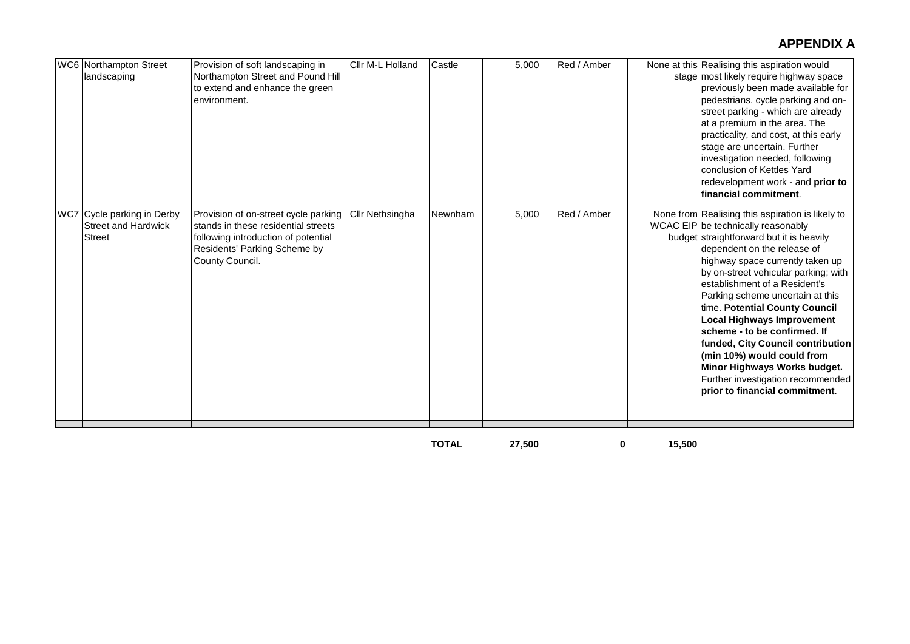## APPENDIX A

| | | | | | | | | |
|---|---|---|---|---|---|---|---|---|
| WC6 | Northampton Street landscaping | Provision of soft landscaping in Northampton Street and Pound Hill to extend and enhance the green environment. | Cllr M-L Holland | Castle | 5,000 | Red / Amber | None at this stage | Realising this aspiration would most likely require highway space previously been made available for pedestrians, cycle parking and on-street parking - which are already at a premium in the area. The practicality, and cost, at this early stage are uncertain. Further investigation needed, following conclusion of Kettles Yard redevelopment work - and **prior to financial commitment**. |
| WC7 | Cycle parking in Derby Street and Hardwick Street | Provision of on-street cycle parking stands in these residential streets following introduction of potential Residents' Parking Scheme by County Council. | Cllr Nethsingha | Newnham | 5,000 | Red / Amber | None from WCAC EIP budget | Realising this aspiration is likely to be technically reasonably straightforward but it is heavily dependent on the release of highway space currently taken up by on-street vehicular parking; with establishment of a Resident's Parking scheme uncertain at this time. **Potential County Council Local Highways Improvement scheme - to be confirmed. If funded, City Council contribution (min 10%) would could from Minor Highways Works budget.** Further investigation recommended **prior to financial commitment**. |
| | | | | **TOTAL** | **27,500** | **0** | **15,500** | |